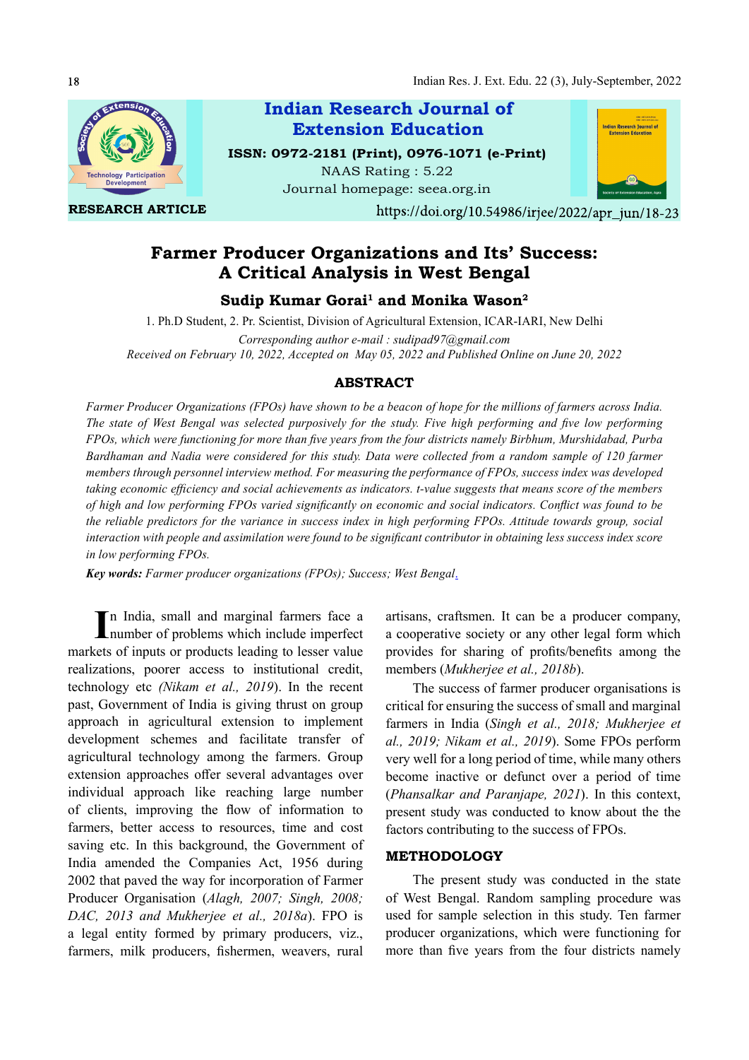**Indian Research Journal of Extension Education**

ISSN: 0972-2181 (Print), 0976-1071 (e-Print)

NAAS Rating : 5.22

Journal homepage: seea.org.in

RESEARCH ARTICLE

https://doi.org/10.54986/irjee/2022/apr_jun/18-23

# Farmer Producer Organizations and Its' Success: A Critical Analysis in West Bengal

**Sudip Kumar Gorai[1] and Monika Wason[2]**

1. Ph.D Student, 2. Pr. Scientist, Division of Agricultural Extension, ICAR-IARI, New Delhi

*Corresponding author e-mail : sudipad97@gmail.com*

*Received on February 10, 2022, Accepted on May 05, 2022 and Published Online on June 20, 2022*

## ABSTRACT

*Farmer Producer Organizations (FPOs) have shown to be a beacon of hope for the millions of farmers across India. The state of West Bengal was selected purposively for the study. Five high performing and five low performing FPOs, which were functioning for more than five years from the four districts namely Birbhum, Murshidabad, Purba Bardhaman and Nadia were considered for this study. Data were collected from a random sample of 120 farmer members through personnel interview method. For measuring the performance of FPOs, success index was developed taking economic efficiency and social achievements as indicators. t-value suggests that means score of the members of high and low performing FPOs varied significantly on economic and social indicators. Conflict was found to be the reliable predictors for the variance in success index in high performing FPOs. Attitude towards group, social interaction with people and assimilation were found to be significant contributor in obtaining less success index score in low performing FPOs.*

***Key words:*** *Farmer producer organizations (FPOs); Success; West Bengal.*

In India, small and marginal farmers face a number of problems which include imperfect markets of inputs or products leading to lesser value realizations, poorer access to institutional credit, technology etc *(Nikam et al., 2019*). In the recent past, Government of India is giving thrust on group approach in agricultural extension to implement development schemes and facilitate transfer of agricultural technology among the farmers. Group extension approaches offer several advantages over individual approach like reaching large number of clients, improving the flow of information to farmers, better access to resources, time and cost saving etc. In this background, the Government of India amended the Companies Act, 1956 during 2002 that paved the way for incorporation of Farmer Producer Organisation (*Alagh, 2007; Singh, 2008; DAC, 2013 and Mukherjee et al., 2018a*). FPO is a legal entity formed by primary producers, viz., farmers, milk producers, fishermen, weavers, rural artisans, craftsmen. It can be a producer company, a cooperative society or any other legal form which provides for sharing of profits/benefits among the members (*Mukherjee et al., 2018b*).

The success of farmer producer organisations is critical for ensuring the success of small and marginal farmers in India (*Singh et al., 2018; Mukherjee et al., 2019; Nikam et al., 2019*). Some FPOs perform very well for a long period of time, while many others become inactive or defunct over a period of time (*Phansalkar and Paranjape, 2021*). In this context, present study was conducted to know about the the factors contributing to the success of FPOs.

## METHODOLOGY

The present study was conducted in the state of West Bengal. Random sampling procedure was used for sample selection in this study. Ten farmer producer organizations, which were functioning for more than five years from the four districts namely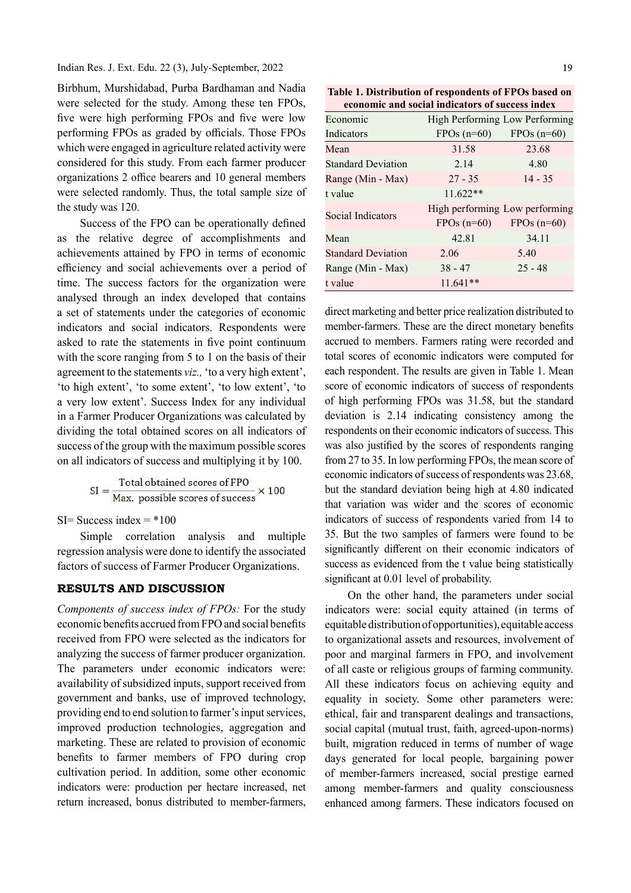Birbhum, Murshidabad, Purba Bardhaman and Nadia were selected for the study. Among these ten FPOs, five were high performing FPOs and five were low performing FPOs as graded by officials. Those FPOs which were engaged in agriculture related activity were considered for this study. From each farmer producer organizations 2 office bearers and 10 general members were selected randomly. Thus, the total sample size of the study was 120.

Success of the FPO can be operationally defined as the relative degree of accomplishments and achievements attained by FPO in terms of economic efficiency and social achievements over a period of time. The success factors for the organization were analysed through an index developed that contains a set of statements under the categories of economic indicators and social indicators. Respondents were asked to rate the statements in five point continuum with the score ranging from 5 to 1 on the basis of their agreement to the statements *viz.,* 'to a very high extent', 'to high extent', 'to some extent', 'to low extent', 'to a very low extent'. Success Index for any individual in a Farmer Producer Organizations was calculated by dividing the total obtained scores on all indicators of success of the group with the maximum possible scores on all indicators of success and multiplying it by 100.

$$SI = \frac{\text{Total obtained scores of FPO}}{\text{Max. possible scores of success}} \times 100$$

SI= Success index = *100

Simple correlation analysis and multiple regression analysis were done to identify the associated factors of success of Farmer Producer Organizations.

## RESULTS AND DISCUSSION

*Components of success index of FPOs:* For the study economic benefits accrued from FPO and social benefits received from FPO were selected as the indicators for analyzing the success of farmer producer organization. The parameters under economic indicators were: availability of subsidized inputs, support received from government and banks, use of improved technology, providing end to end solution to farmer's input services, improved production technologies, aggregation and marketing. These are related to provision of economic benefits to farmer members of FPO during crop cultivation period. In addition, some other economic indicators were: production per hectare increased, net return increased, bonus distributed to member-farmers, direct marketing and better price realization distributed to member-farmers. These are the direct monetary benefits accrued to members. Farmers rating were recorded and total scores of economic indicators were computed for each respondent. The results are given in Table 1. Mean score of economic indicators of success of respondents of high performing FPOs was 31.58, but the standard deviation is 2.14 indicating consistency among the respondents on their economic indicators of success. This was also justified by the scores of respondents ranging from 27 to 35. In low performing FPOs, the mean score of economic indicators of success of respondents was 23.68, but the standard deviation being high at 4.80 indicated that variation was wider and the scores of economic indicators of success of respondents varied from 14 to 35. But the two samples of farmers were found to be significantly different on their economic indicators of success as evidenced from the t value being statistically significant at 0.01 level of probability.

**Table 1. Distribution of respondents of FPOs based on economic and social indicators of success index**

| Economic Indicators | High Performing FPOs (n=60) | Low Performing FPOs (n=60) |
|---|---|---|
| Mean | 31.58 | 23.68 |
| Standard Deviation | 2.14 | 4.80 |
| Range (Min - Max) | 27 - 35 | 14 - 35 |
| t value | 11.622** | |
| **Social Indicators** | **High performing FPOs (n=60)** | **Low performing FPOs (n=60)** |
| Mean | 42.81 | 34.11 |
| Standard Deviation | 2.06 | 5.40 |
| Range (Min - Max) | 38 - 47 | 25 - 48 |
| t value | 11.641** | |

On the other hand, the parameters under social indicators were: social equity attained (in terms of equitable distribution of opportunities), equitable access to organizational assets and resources, involvement of poor and marginal farmers in FPO, and involvement of all caste or religious groups of farming community. All these indicators focus on achieving equity and equality in society. Some other parameters were: ethical, fair and transparent dealings and transactions, social capital (mutual trust, faith, agreed-upon-norms) built, migration reduced in terms of number of wage days generated for local people, bargaining power of member-farmers increased, social prestige earned among member-farmers and quality consciousness enhanced among farmers. These indicators focused on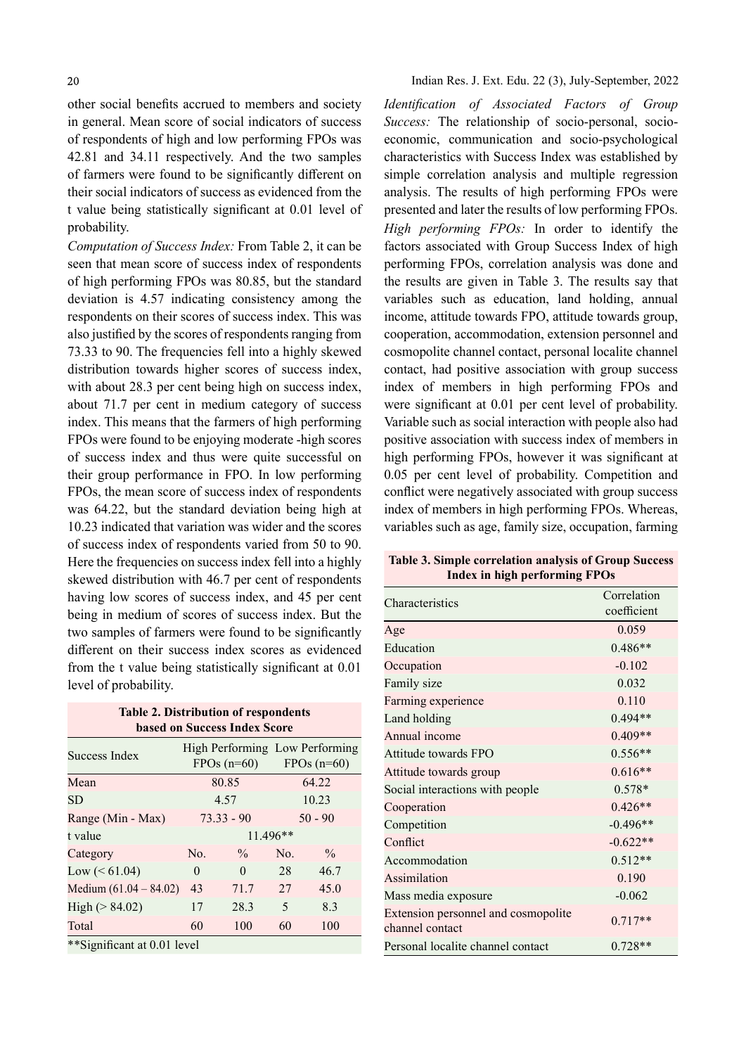other social benefits accrued to members and society in general. Mean score of social indicators of success of respondents of high and low performing FPOs was 42.81 and 34.11 respectively. And the two samples of farmers were found to be significantly different on their social indicators of success as evidenced from the t value being statistically significant at 0.01 level of probability.

*Computation of Success Index:* From Table 2, it can be seen that mean score of success index of respondents of high performing FPOs was 80.85, but the standard deviation is 4.57 indicating consistency among the respondents on their scores of success index. This was also justified by the scores of respondents ranging from 73.33 to 90. The frequencies fell into a highly skewed distribution towards higher scores of success index, with about 28.3 per cent being high on success index, about 71.7 per cent in medium category of success index. This means that the farmers of high performing FPOs were found to be enjoying moderate -high scores of success index and thus were quite successful on their group performance in FPO. In low performing FPOs, the mean score of success index of respondents was 64.22, but the standard deviation being high at 10.23 indicated that variation was wider and the scores of success index of respondents varied from 50 to 90. Here the frequencies on success index fell into a highly skewed distribution with 46.7 per cent of respondents having low scores of success index, and 45 per cent being in medium of scores of success index. But the two samples of farmers were found to be significantly different on their success index scores as evidenced from the t value being statistically significant at 0.01 level of probability.

**Table 2. Distribution of respondents based on Success Index Score**

| Success Index | High Performing FPOs (n=60) | | Low Performing FPOs (n=60) | |
|---|---|---|---|---|
| Mean | 80.85 | | 64.22 | |
| SD | 4.57 | | 10.23 | |
| Range (Min - Max) | 73.33 - 90 | | 50 - 90 | |
| t value | 11.496** | | | |
| Category | No. | % | No. | % |
| Low (< 61.04) | 0 | 0 | 28 | 46.7 |
| Medium (61.04 – 84.02) | 43 | 71.7 | 27 | 45.0 |
| High (> 84.02) | 17 | 28.3 | 5 | 8.3 |
| Total | 60 | 100 | 60 | 100 |

**Significant at 0.01 level

*Identification of Associated Factors of Group Success:* The relationship of socio-personal, socio-economic, communication and socio-psychological characteristics with Success Index was established by simple correlation analysis and multiple regression analysis. The results of high performing FPOs were presented and later the results of low performing FPOs.

*High performing FPOs:* In order to identify the factors associated with Group Success Index of high performing FPOs, correlation analysis was done and the results are given in Table 3. The results say that variables such as education, land holding, annual income, attitude towards FPO, attitude towards group, cooperation, accommodation, extension personnel and cosmopolite channel contact, personal localite channel contact, had positive association with group success index of members in high performing FPOs and were significant at 0.01 per cent level of probability. Variable such as social interaction with people also had positive association with success index of members in high performing FPOs, however it was significant at 0.05 per cent level of probability. Competition and conflict were negatively associated with group success index of members in high performing FPOs. Whereas, variables such as age, family size, occupation, farming

**Table 3. Simple correlation analysis of Group Success Index in high performing FPOs**

| Characteristics | Correlation coefficient |
|---|---|
| Age | 0.059 |
| Education | 0.486** |
| Occupation | -0.102 |
| Family size | 0.032 |
| Farming experience | 0.110 |
| Land holding | 0.494** |
| Annual income | 0.409** |
| Attitude towards FPO | 0.556** |
| Attitude towards group | 0.616** |
| Social interactions with people | 0.578* |
| Cooperation | 0.426** |
| Competition | -0.496** |
| Conflict | -0.622** |
| Accommodation | 0.512** |
| Assimilation | 0.190 |
| Mass media exposure | -0.062 |
| Extension personnel and cosmopolite channel contact | 0.717** |
| Personal localite channel contact | 0.728** |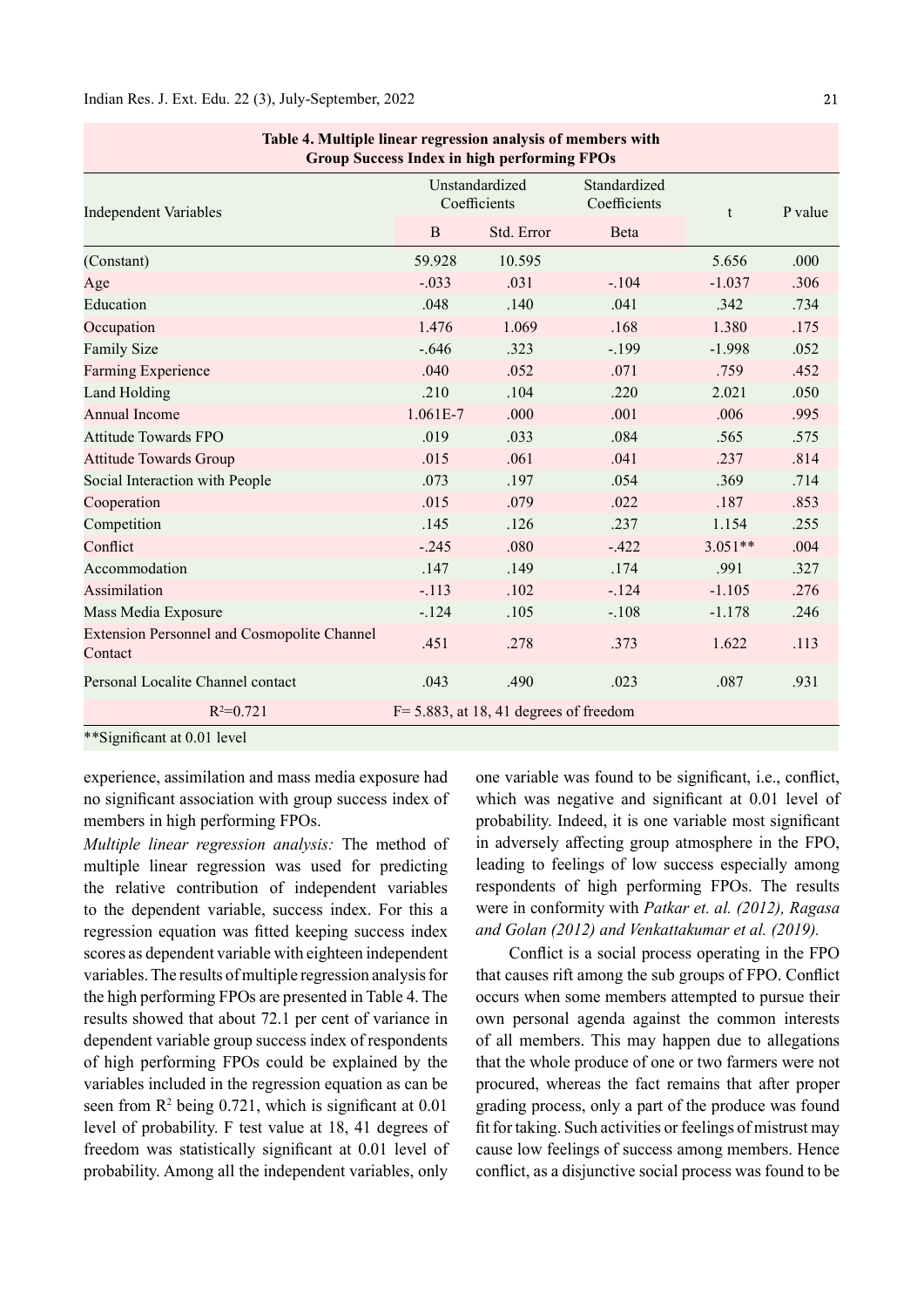**Table 4. Multiple linear regression analysis of members with Group Success Index in high performing FPOs**

| Independent Variables | Unstandardized Coefficients | | Standardized Coefficients | t | P value |
|---|---|---|---|---|---|
| | B | Std. Error | Beta | | |
| (Constant) | 59.928 | 10.595 | | 5.656 | .000 |
| Age | -.033 | .031 | -.104 | -1.037 | .306 |
| Education | .048 | .140 | .041 | .342 | .734 |
| Occupation | 1.476 | 1.069 | .168 | 1.380 | .175 |
| Family Size | -.646 | .323 | -.199 | -1.998 | .052 |
| Farming Experience | .040 | .052 | .071 | .759 | .452 |
| Land Holding | .210 | .104 | .220 | 2.021 | .050 |
| Annual Income | 1.061E-7 | .000 | .001 | .006 | .995 |
| Attitude Towards FPO | .019 | .033 | .084 | .565 | .575 |
| Attitude Towards Group | .015 | .061 | .041 | .237 | .814 |
| Social Interaction with People | .073 | .197 | .054 | .369 | .714 |
| Cooperation | .015 | .079 | .022 | .187 | .853 |
| Competition | .145 | .126 | .237 | 1.154 | .255 |
| Conflict | -.245 | .080 | -.422 | 3.051** | .004 |
| Accommodation | .147 | .149 | .174 | .991 | .327 |
| Assimilation | -.113 | .102 | -.124 | -1.105 | .276 |
| Mass Media Exposure | -.124 | .105 | -.108 | -1.178 | .246 |
| Extension Personnel and Cosmopolite Channel Contact | .451 | .278 | .373 | 1.622 | .113 |
| Personal Localite Channel contact | .043 | .490 | .023 | .087 | .931 |
| $R^2$=0.721 | F= 5.883, at 18, 41 degrees of freedom | | | | |

**Significant at 0.01 level

experience, assimilation and mass media exposure had no significant association with group success index of members in high performing FPOs.

*Multiple linear regression analysis:* The method of multiple linear regression was used for predicting the relative contribution of independent variables to the dependent variable, success index. For this a regression equation was fitted keeping success index scores as dependent variable with eighteen independent variables. The results of multiple regression analysis for the high performing FPOs are presented in Table 4. The results showed that about 72.1 per cent of variance in dependent variable group success index of respondents of high performing FPOs could be explained by the variables included in the regression equation as can be seen from $R^2$ being 0.721, which is significant at 0.01 level of probability. F test value at 18, 41 degrees of freedom was statistically significant at 0.01 level of probability. Among all the independent variables, only one variable was found to be significant, i.e., conflict, which was negative and significant at 0.01 level of probability. Indeed, it is one variable most significant in adversely affecting group atmosphere in the FPO, leading to feelings of low success especially among respondents of high performing FPOs. The results were in conformity with *Patkar et. al. (2012), Ragasa and Golan (2012) and Venkattakumar et al. (2019).*

Conflict is a social process operating in the FPO that causes rift among the sub groups of FPO. Conflict occurs when some members attempted to pursue their own personal agenda against the common interests of all members. This may happen due to allegations that the whole produce of one or two farmers were not procured, whereas the fact remains that after proper grading process, only a part of the produce was found fit for taking. Such activities or feelings of mistrust may cause low feelings of success among members. Hence conflict, as a disjunctive social process was found to be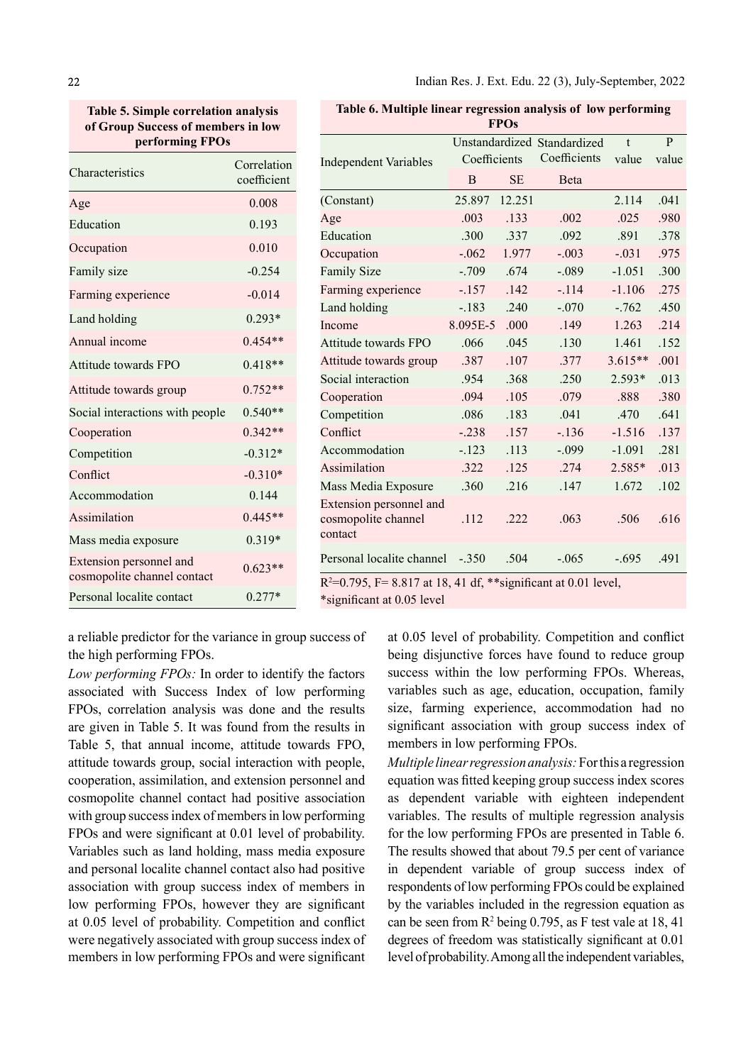**Table 5. Simple correlation analysis of Group Success of members in low performing FPOs**

| Characteristics | Correlation coefficient |
|---|---|
| Age | 0.008 |
| Education | 0.193 |
| Occupation | 0.010 |
| Family size | -0.254 |
| Farming experience | -0.014 |
| Land holding | 0.293* |
| Annual income | 0.454** |
| Attitude towards FPO | 0.418** |
| Attitude towards group | 0.752** |
| Social interactions with people | 0.540** |
| Cooperation | 0.342** |
| Competition | -0.312* |
| Conflict | -0.310* |
| Accommodation | 0.144 |
| Assimilation | 0.445** |
| Mass media exposure | 0.319* |
| Extension personnel and cosmopolite channel contact | 0.623** |
| Personal localite contact | 0.277* |

**Table 6. Multiple linear regression analysis of low performing FPOs**

| Independent Variables | Unstandardized Coefficients | | Standardized Coefficients | t value | P value |
|---|---|---|---|---|---|
| | B | SE | Beta | | |
| (Constant) | 25.897 | 12.251 | | 2.114 | .041 |
| Age | .003 | .133 | .002 | .025 | .980 |
| Education | .300 | .337 | .092 | .891 | .378 |
| Occupation | -.062 | 1.977 | -.003 | -.031 | .975 |
| Family Size | -.709 | .674 | -.089 | -1.051 | .300 |
| Farming experience | -.157 | .142 | -.114 | -1.106 | .275 |
| Land holding | -.183 | .240 | -.070 | -.762 | .450 |
| Income | 8.095E-5 | .000 | .149 | 1.263 | .214 |
| Attitude towards FPO | .066 | .045 | .130 | 1.461 | .152 |
| Attitude towards group | .387 | .107 | .377 | 3.615** | .001 |
| Social interaction | .954 | .368 | .250 | 2.593* | .013 |
| Cooperation | .094 | .105 | .079 | .888 | .380 |
| Competition | .086 | .183 | .041 | .470 | .641 |
| Conflict | -.238 | .157 | -.136 | -1.516 | .137 |
| Accommodation | -.123 | .113 | -.099 | -1.091 | .281 |
| Assimilation | .322 | .125 | .274 | 2.585* | .013 |
| Mass Media Exposure | .360 | .216 | .147 | 1.672 | .102 |
| Extension personnel and cosmopolite channel contact | .112 | .222 | .063 | .506 | .616 |
| Personal localite channel | -.350 | .504 | -.065 | -.695 | .491 |

$R^2$=0.795, F= 8.817 at 18, 41 df, **significant at 0.01 level, *significant at 0.05 level

a reliable predictor for the variance in group success of the high performing FPOs.

*Low performing FPOs:* In order to identify the factors associated with Success Index of low performing FPOs, correlation analysis was done and the results are given in Table 5. It was found from the results in Table 5, that annual income, attitude towards FPO, attitude towards group, social interaction with people, cooperation, assimilation, and extension personnel and cosmopolite channel contact had positive association with group success index of members in low performing FPOs and were significant at 0.01 level of probability. Variables such as land holding, mass media exposure and personal localite channel contact also had positive association with group success index of members in low performing FPOs, however they are significant at 0.05 level of probability. Competition and conflict were negatively associated with group success index of members in low performing FPOs and were significant at 0.05 level of probability. Competition and conflict being disjunctive forces have found to reduce group success within the low performing FPOs. Whereas, variables such as age, education, occupation, family size, farming experience, accommodation had no significant association with group success index of members in low performing FPOs.

*Multiple linear regression analysis:* For this a regression equation was fitted keeping group success index scores as dependent variable with eighteen independent variables. The results of multiple regression analysis for the low performing FPOs are presented in Table 6. The results showed that about 79.5 per cent of variance in dependent variable of group success index of respondents of low performing FPOs could be explained by the variables included in the regression equation as can be seen from $R^2$ being 0.795, as F test vale at 18, 41 degrees of freedom was statistically significant at 0.01 level of probability. Among all the independent variables,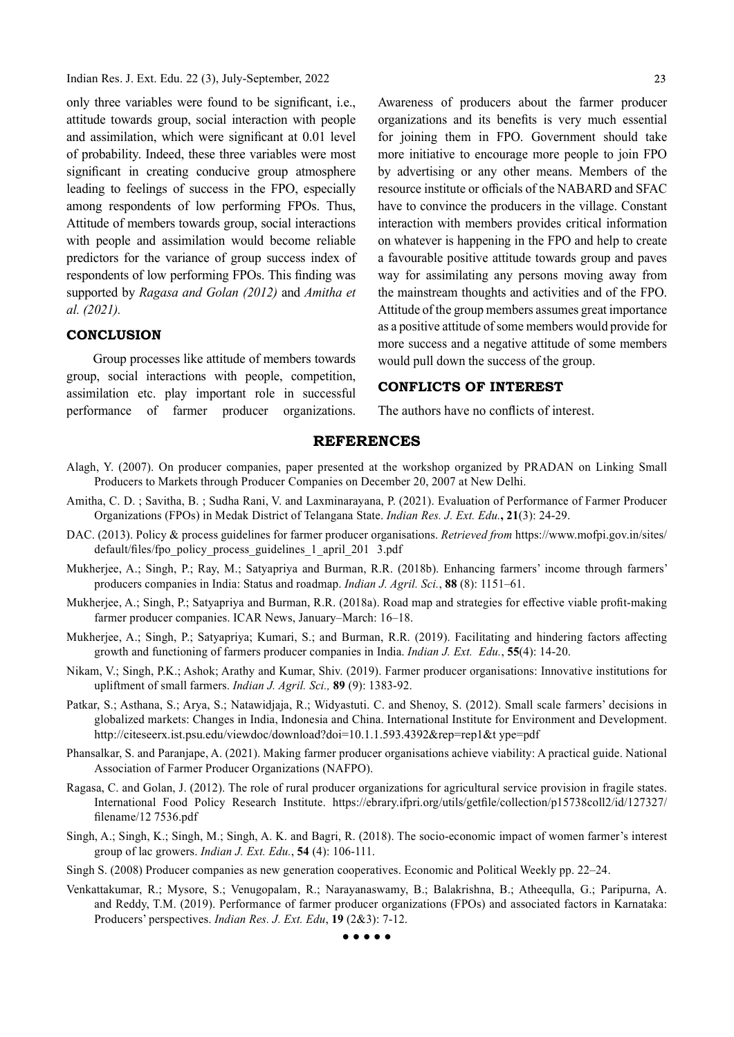only three variables were found to be significant, i.e., attitude towards group, social interaction with people and assimilation, which were significant at 0.01 level of probability. Indeed, these three variables were most significant in creating conducive group atmosphere leading to feelings of success in the FPO, especially among respondents of low performing FPOs. Thus, Attitude of members towards group, social interactions with people and assimilation would become reliable predictors for the variance of group success index of respondents of low performing FPOs. This finding was supported by *Ragasa and Golan (2012)* and *Amitha et al. (2021).*

## CONCLUSION

Group processes like attitude of members towards group, social interactions with people, competition, assimilation etc. play important role in successful performance of farmer producer organizations. Awareness of producers about the farmer producer organizations and its benefits is very much essential for joining them in FPO. Government should take more initiative to encourage more people to join FPO by advertising or any other means. Members of the resource institute or officials of the NABARD and SFAC have to convince the producers in the village. Constant interaction with members provides critical information on whatever is happening in the FPO and help to create a favourable positive attitude towards group and paves way for assimilating any persons moving away from the mainstream thoughts and activities and of the FPO. Attitude of the group members assumes great importance as a positive attitude of some members would provide for more success and a negative attitude of some members would pull down the success of the group.

## CONFLICTS OF INTEREST

The authors have no conflicts of interest.

## REFERENCES

Alagh, Y. (2007). On producer companies, paper presented at the workshop organized by PRADAN on Linking Small Producers to Markets through Producer Companies on December 20, 2007 at New Delhi.

Amitha, C. D. ; Savitha, B. ; Sudha Rani, V. and Laxminarayana, P. (2021). Evaluation of Performance of Farmer Producer Organizations (FPOs) in Medak District of Telangana State. *Indian Res. J. Ext. Edu.*, **21**(3): 24-29.

DAC. (2013). Policy & process guidelines for farmer producer organisations. *Retrieved from* https://www.mofpi.gov.in/sites/default/files/fpo_policy_process_guidelines_1_april_201 3.pdf

Mukherjee, A.; Singh, P.; Ray, M.; Satyapriya and Burman, R.R. (2018b). Enhancing farmers' income through farmers' producers companies in India: Status and roadmap. *Indian J. Agril. Sci.*, **88** (8): 1151–61.

Mukherjee, A.; Singh, P.; Satyapriya and Burman, R.R. (2018a). Road map and strategies for effective viable profit-making farmer producer companies. ICAR News, January–March: 16–18.

Mukherjee, A.; Singh, P.; Satyapriya; Kumari, S.; and Burman, R.R. (2019). Facilitating and hindering factors affecting growth and functioning of farmers producer companies in India. *Indian J. Ext. Edu.*, **55**(4): 14-20.

Nikam, V.; Singh, P.K.; Ashok; Arathy and Kumar, Shiv. (2019). Farmer producer organisations: Innovative institutions for upliftment of small farmers. *Indian J. Agril. Sci.,* **89** (9): 1383-92.

Patkar, S.; Asthana, S.; Arya, S.; Natawidjaja, R.; Widyastuti. C. and Shenoy, S. (2012). Small scale farmers' decisions in globalized markets: Changes in India, Indonesia and China. International Institute for Environment and Development. http://citeseerx.ist.psu.edu/viewdoc/download?doi=10.1.1.593.4392&rep=rep1&t ype=pdf

Phansalkar, S. and Paranjape, A. (2021). Making farmer producer organisations achieve viability: A practical guide. National Association of Farmer Producer Organizations (NAFPO).

Ragasa, C. and Golan, J. (2012). The role of rural producer organizations for agricultural service provision in fragile states. International Food Policy Research Institute. https://ebrary.ifpri.org/utils/getfile/collection/p15738coll2/id/127327/filename/12 7536.pdf

Singh, A.; Singh, K.; Singh, M.; Singh, A. K. and Bagri, R. (2018). The socio-economic impact of women farmer's interest group of lac growers. *Indian J. Ext. Edu.*, **54** (4): 106-111.

Singh S. (2008) Producer companies as new generation cooperatives. Economic and Political Weekly pp. 22–24.

Venkattakumar, R.; Mysore, S.; Venugopalam, R.; Narayanaswamy, B.; Balakrishna, B.; Atheequlla, G.; Paripurna, A. and Reddy, T.M. (2019). Performance of farmer producer organizations (FPOs) and associated factors in Karnataka: Producers' perspectives. *Indian Res. J. Ext. Edu*, **19** (2&3): 7-12.

• • • • •